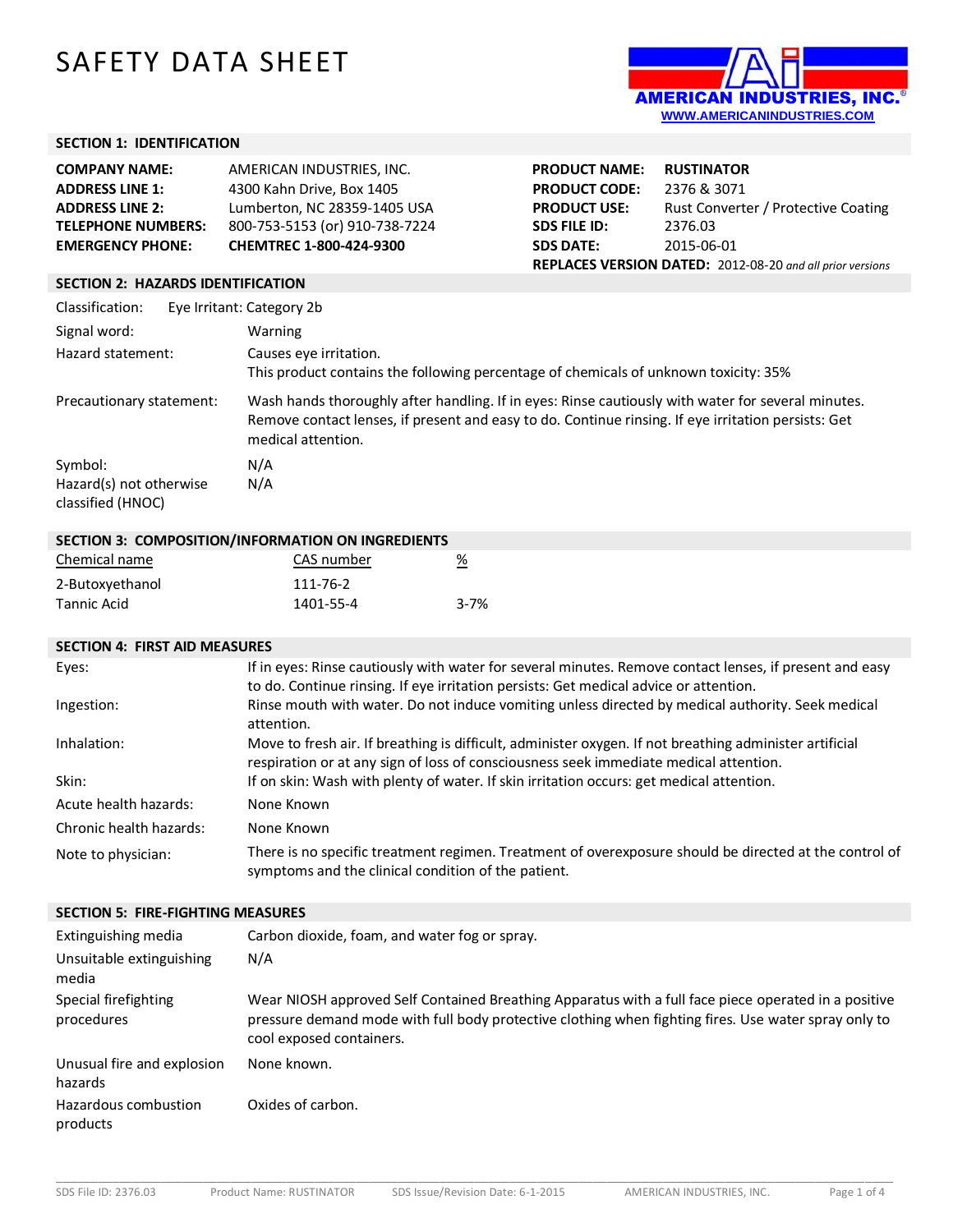# SAFETY DATA SHEET

AMERICAN INDUSTRIES, INC.®
WWW.AMERICANINDUSTRIES.COM

## SECTION 1: IDENTIFICATION

| | |
|---|---|
| **COMPANY NAME:** | AMERICAN INDUSTRIES, INC. |
| **ADDRESS LINE 1:** | 4300 Kahn Drive, Box 1405 |
| **ADDRESS LINE 2:** | Lumberton, NC 28359-1405 USA |
| **TELEPHONE NUMBERS:** | 800-753-5153 (or) 910-738-7224 |
| **EMERGENCY PHONE:** | **CHEMTREC 1-800-424-9300** |

| | |
|---|---|
| **PRODUCT NAME:** | **RUSTINATOR** |
| **PRODUCT CODE:** | 2376 & 3071 |
| **PRODUCT USE:** | Rust Converter / Protective Coating |
| **SDS FILE ID:** | 2376.03 |
| **SDS DATE:** | 2015-06-01 |
| **REPLACES VERSION DATED:** | 2012-08-20 *and all prior versions* |

## SECTION 2: HAZARDS IDENTIFICATION

| | |
|---|---|
| Classification: | Eye Irritant: Category 2b |
| Signal word: | Warning |
| Hazard statement: | Causes eye irritation.<br>This product contains the following percentage of chemicals of unknown toxicity: 35% |
| Precautionary statement: | Wash hands thoroughly after handling. If in eyes: Rinse cautiously with water for several minutes. Remove contact lenses, if present and easy to do. Continue rinsing. If eye irritation persists: Get medical attention. |
| Symbol: | N/A |
| Hazard(s) not otherwise classified (HNOC) | N/A |

## SECTION 3: COMPOSITION/INFORMATION ON INGREDIENTS

| Chemical name | CAS number | % |
|---|---|---|
| 2-Butoxyethanol | 111-76-2 | |
| Tannic Acid | 1401-55-4 | 3-7% |

## SECTION 4: FIRST AID MEASURES

| | |
|---|---|
| Eyes: | If in eyes: Rinse cautiously with water for several minutes. Remove contact lenses, if present and easy to do. Continue rinsing. If eye irritation persists: Get medical advice or attention. |
| Ingestion: | Rinse mouth with water. Do not induce vomiting unless directed by medical authority. Seek medical attention. |
| Inhalation: | Move to fresh air. If breathing is difficult, administer oxygen. If not breathing administer artificial respiration or at any sign of loss of consciousness seek immediate medical attention. |
| Skin: | If on skin: Wash with plenty of water. If skin irritation occurs: get medical attention. |
| Acute health hazards: | None Known |
| Chronic health hazards: | None Known |
| Note to physician: | There is no specific treatment regimen. Treatment of overexposure should be directed at the control of symptoms and the clinical condition of the patient. |

## SECTION 5: FIRE-FIGHTING MEASURES

| | |
|---|---|
| Extinguishing media | Carbon dioxide, foam, and water fog or spray. |
| Unsuitable extinguishing media | N/A |
| Special firefighting procedures | Wear NIOSH approved Self Contained Breathing Apparatus with a full face piece operated in a positive pressure demand mode with full body protective clothing when fighting fires. Use water spray only to cool exposed containers. |
| Unusual fire and explosion hazards | None known. |
| Hazardous combustion products | Oxides of carbon. |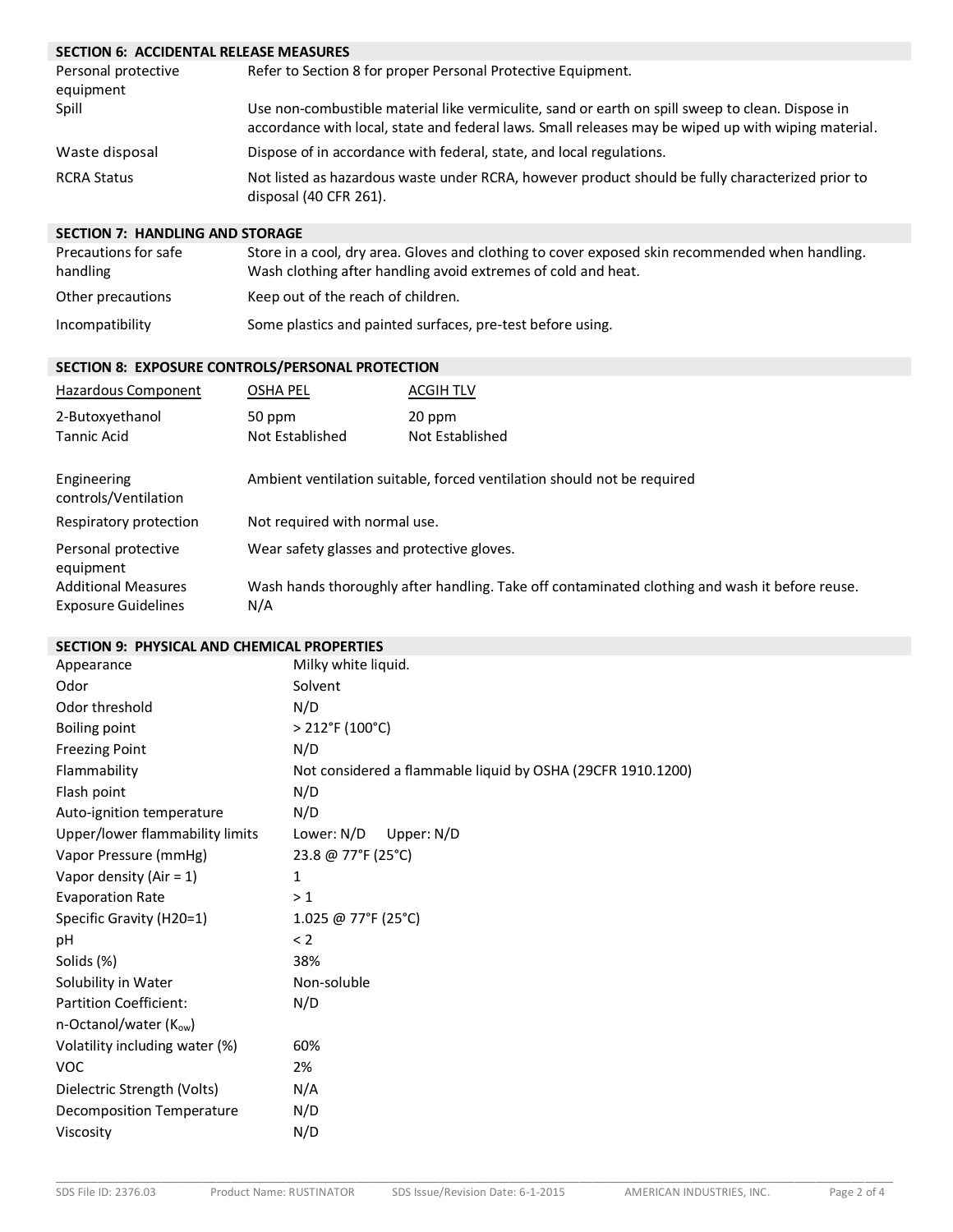## SECTION 6: ACCIDENTAL RELEASE MEASURES

| | |
|---|---|
| Personal protective equipment | Refer to Section 8 for proper Personal Protective Equipment. |
| Spill | Use non-combustible material like vermiculite, sand or earth on spill sweep to clean. Dispose in accordance with local, state and federal laws. Small releases may be wiped up with wiping material. |
| Waste disposal | Dispose of in accordance with federal, state, and local regulations. |
| RCRA Status | Not listed as hazardous waste under RCRA, however product should be fully characterized prior to disposal (40 CFR 261). |

## SECTION 7: HANDLING AND STORAGE

| | |
|---|---|
| Precautions for safe handling | Store in a cool, dry area. Gloves and clothing to cover exposed skin recommended when handling. Wash clothing after handling avoid extremes of cold and heat. |
| Other precautions | Keep out of the reach of children. |
| Incompatibility | Some plastics and painted surfaces, pre-test before using. |

## SECTION 8: EXPOSURE CONTROLS/PERSONAL PROTECTION

| Hazardous Component | OSHA PEL | ACGIH TLV |
|---|---|---|
| 2-Butoxyethanol | 50 ppm | 20 ppm |
| Tannic Acid | Not Established | Not Established |

| | |
|---|---|
| Engineering controls/Ventilation | Ambient ventilation suitable, forced ventilation should not be required |
| Respiratory protection | Not required with normal use. |
| Personal protective equipment | Wear safety glasses and protective gloves. |
| Additional Measures | Wash hands thoroughly after handling. Take off contaminated clothing and wash it before reuse. |
| Exposure Guidelines | N/A |

## SECTION 9: PHYSICAL AND CHEMICAL PROPERTIES

| | |
|---|---|
| Appearance | Milky white liquid. |
| Odor | Solvent |
| Odor threshold | N/D |
| Boiling point | > 212°F (100°C) |
| Freezing Point | N/D |
| Flammability | Not considered a flammable liquid by OSHA (29CFR 1910.1200) |
| Flash point | N/D |
| Auto-ignition temperature | N/D |
| Upper/lower flammability limits | Lower: N/D Upper: N/D |
| Vapor Pressure (mmHg) | 23.8 @ 77°F (25°C) |
| Vapor density (Air = 1) | 1 |
| Evaporation Rate | > 1 |
| Specific Gravity (H20=1) | 1.025 @ 77°F (25°C) |
| pH | < 2 |
| Solids (%) | 38% |
| Solubility in Water | Non-soluble |
| Partition Coefficient: n-Octanol/water ($K_{ow}$) | N/D |
| Volatility including water (%) | 60% |
| VOC | 2% |
| Dielectric Strength (Volts) | N/A |
| Decomposition Temperature | N/D |
| Viscosity | N/D |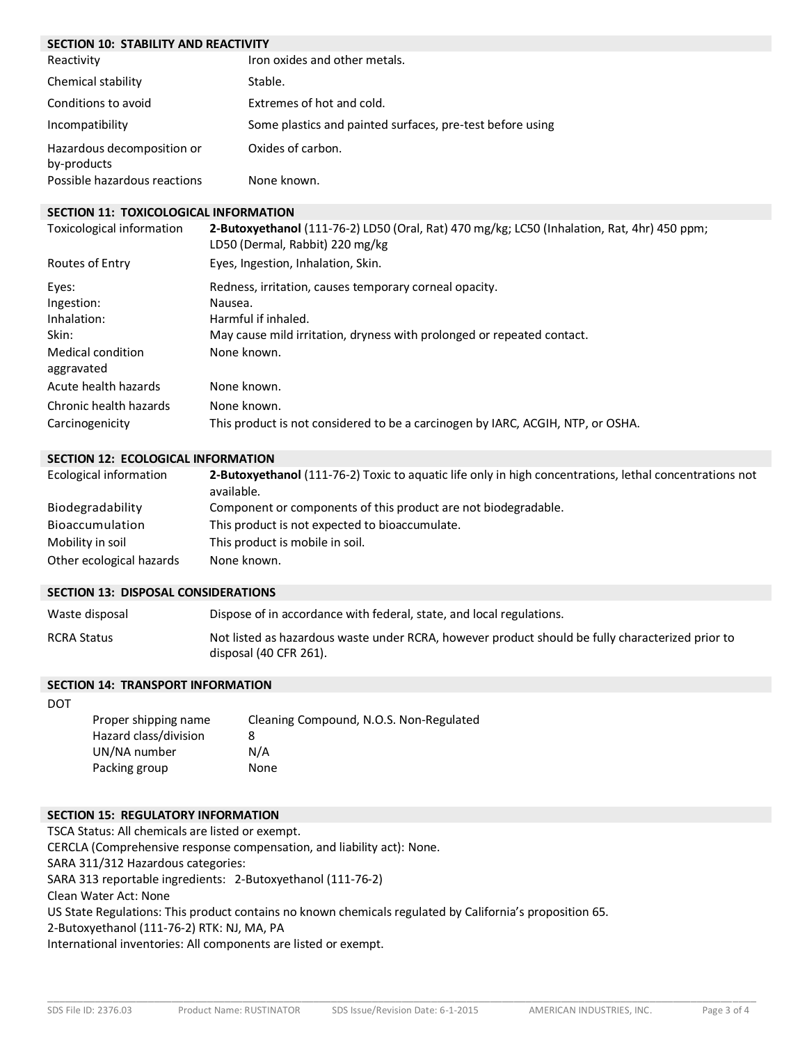## SECTION 10: STABILITY AND REACTIVITY

| | |
|---|---|
| Reactivity | Iron oxides and other metals. |
| Chemical stability | Stable. |
| Conditions to avoid | Extremes of hot and cold. |
| Incompatibility | Some plastics and painted surfaces, pre-test before using |
| Hazardous decomposition or by-products | Oxides of carbon. |
| Possible hazardous reactions | None known. |

## SECTION 11: TOXICOLOGICAL INFORMATION

| | |
|---|---|
| Toxicological information | **2-Butoxyethanol** (111-76-2) LD50 (Oral, Rat) 470 mg/kg; LC50 (Inhalation, Rat, 4hr) 450 ppm; LD50 (Dermal, Rabbit) 220 mg/kg |
| Routes of Entry | Eyes, Ingestion, Inhalation, Skin. |
| Eyes: | Redness, irritation, causes temporary corneal opacity. |
| Ingestion: | Nausea. |
| Inhalation: | Harmful if inhaled. |
| Skin: | May cause mild irritation, dryness with prolonged or repeated contact. |
| Medical condition aggravated | None known. |
| Acute health hazards | None known. |
| Chronic health hazards | None known. |
| Carcinogenicity | This product is not considered to be a carcinogen by IARC, ACGIH, NTP, or OSHA. |

## SECTION 12: ECOLOGICAL INFORMATION

| | |
|---|---|
| Ecological information | **2-Butoxyethanol** (111-76-2) Toxic to aquatic life only in high concentrations, lethal concentrations not available. |
| Biodegradability | Component or components of this product are not biodegradable. |
| Bioaccumulation | This product is not expected to bioaccumulate. |
| Mobility in soil | This product is mobile in soil. |
| Other ecological hazards | None known. |

## SECTION 13: DISPOSAL CONSIDERATIONS

| | |
|---|---|
| Waste disposal | Dispose of in accordance with federal, state, and local regulations. |
| RCRA Status | Not listed as hazardous waste under RCRA, however product should be fully characterized prior to disposal (40 CFR 261). |

## SECTION 14: TRANSPORT INFORMATION

DOT

| | |
|---|---|
| Proper shipping name | Cleaning Compound, N.O.S. Non-Regulated |
| Hazard class/division | 8 |
| UN/NA number | N/A |
| Packing group | None |

## SECTION 15: REGULATORY INFORMATION

TSCA Status: All chemicals are listed or exempt.
CERCLA (Comprehensive response compensation, and liability act): None.
SARA 311/312 Hazardous categories:
SARA 313 reportable ingredients: 2-Butoxyethanol (111-76-2)
Clean Water Act: None
US State Regulations: This product contains no known chemicals regulated by California's proposition 65.
2-Butoxyethanol (111-76-2) RTK: NJ, MA, PA
International inventories: All components are listed or exempt.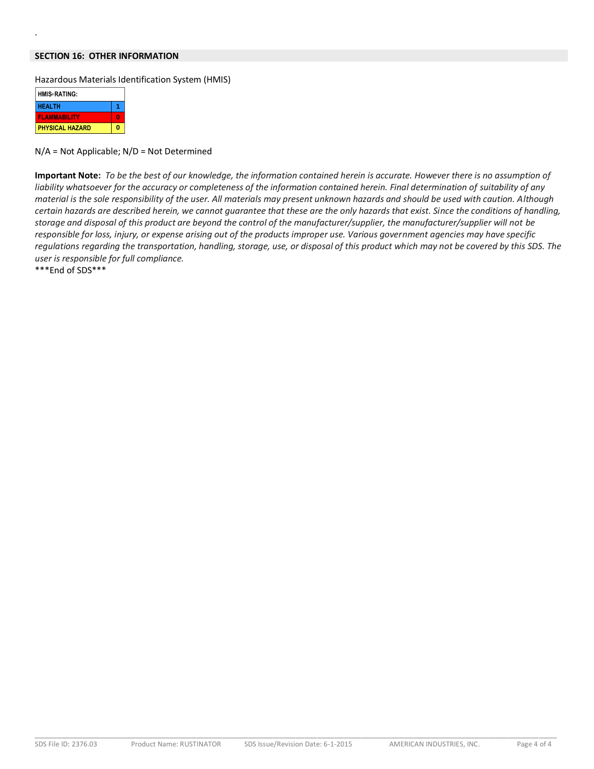## SECTION 16: OTHER INFORMATION

Hazardous Materials Identification System (HMIS)

| HMIS® RATING: | |
|---|---|
| HEALTH | 1 |
| FLAMMABILITY | 0 |
| PHYSICAL HAZARD | 0 |

N/A = Not Applicable; N/D = Not Determined

**Important Note:** *To be the best of our knowledge, the information contained herein is accurate. However there is no assumption of liability whatsoever for the accuracy or completeness of the information contained herein. Final determination of suitability of any material is the sole responsibility of the user. All materials may present unknown hazards and should be used with caution. Although certain hazards are described herein, we cannot guarantee that these are the only hazards that exist. Since the conditions of handling, storage and disposal of this product are beyond the control of the manufacturer/supplier, the manufacturer/supplier will not be responsible for loss, injury, or expense arising out of the products improper use. Various government agencies may have specific regulations regarding the transportation, handling, storage, use, or disposal of this product which may not be covered by this SDS. The user is responsible for full compliance.*

***End of SDS***